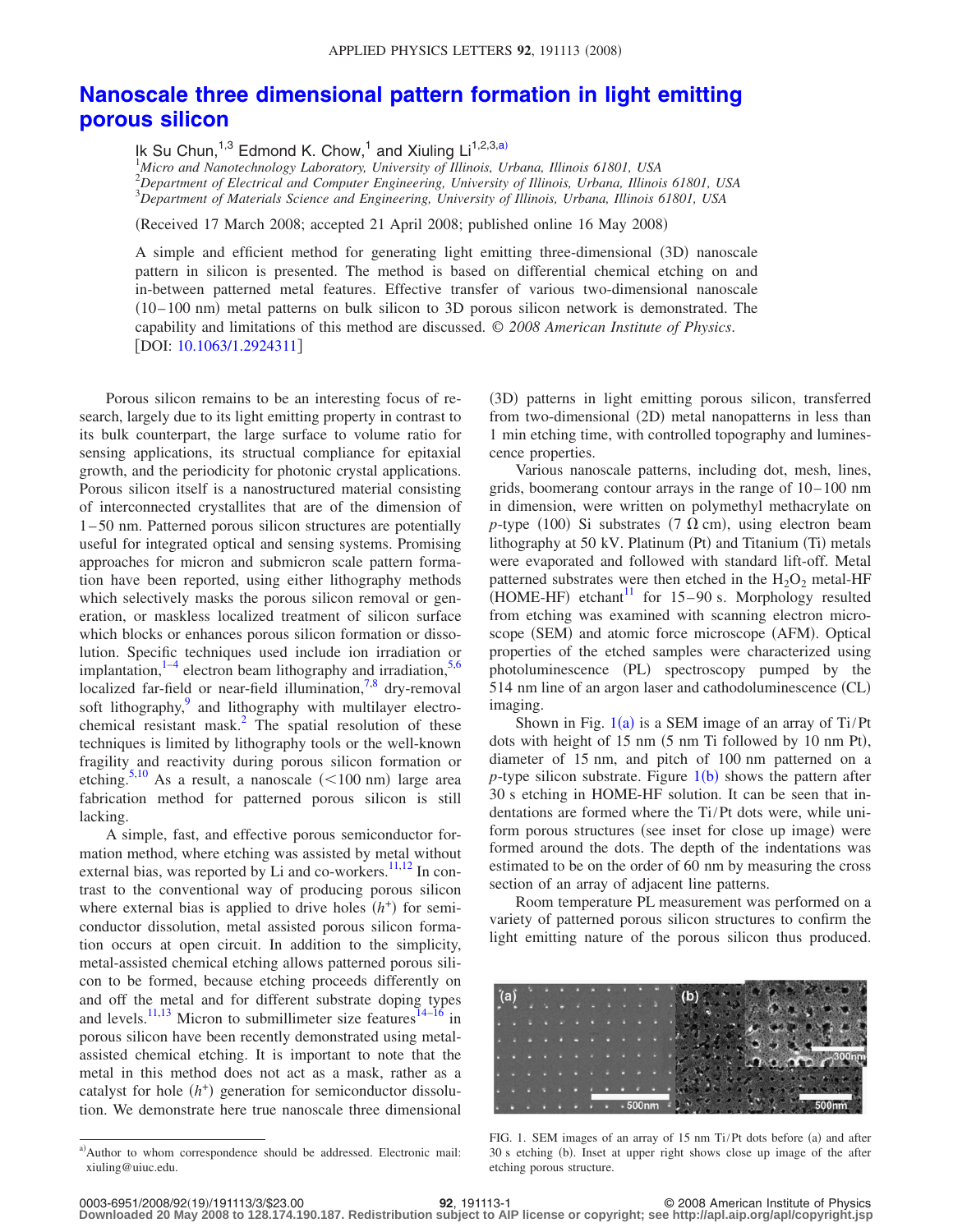# Nanoscale three dimensional pattern formation in light emitting porous silicon

Ik Su Chun,[1,3] Edmond K. Chow,[1] and Xiuling Li[1,2,3,a)]

[1]*Micro and Nanotechnology Laboratory, University of Illinois, Urbana, Illinois 61801, USA*
[2]*Department of Electrical and Computer Engineering, University of Illinois, Urbana, Illinois 61801, USA*
[3]*Department of Materials Science and Engineering, University of Illinois, Urbana, Illinois 61801, USA*

(Received 17 March 2008; accepted 21 April 2008; published online 16 May 2008)

A simple and efficient method for generating light emitting three-dimensional (3D) nanoscale pattern in silicon is presented. The method is based on differential chemical etching on and in-between patterned metal features. Effective transfer of various two-dimensional nanoscale (10–100 nm) metal patterns on bulk silicon to 3D porous silicon network is demonstrated. The capability and limitations of this method are discussed. © *2008 American Institute of Physics*. [DOI: 10.1063/1.2924311]

Porous silicon remains to be an interesting focus of research, largely due to its light emitting property in contrast to its bulk counterpart, the large surface to volume ratio for sensing applications, its structural compliance for epitaxial growth, and the periodicity for photonic crystal applications. Porous silicon itself is a nanostructured material consisting of interconnected crystallites that are of the dimension of 1–50 nm. Patterned porous silicon structures are potentially useful for integrated optical and sensing systems. Promising approaches for micron and submicron scale pattern formation have been reported, using either lithography methods which selectively masks the porous silicon removal or generation, or maskless localized treatment of silicon surface which blocks or enhances porous silicon formation or dissolution. Specific techniques used include ion irradiation or implantation,[1–4] electron beam lithography and irradiation,[5,6] localized far-field or near-field illumination,[7,8] dry-removal soft lithography,[9] and lithography with multilayer electrochemical resistant mask.[2] The spatial resolution of these techniques is limited by lithography tools or the well-known fragility and reactivity during porous silicon formation or etching.[5,10] As a result, a nanoscale (<100 nm) large area fabrication method for patterned porous silicon is still lacking.

A simple, fast, and effective porous semiconductor formation method, where etching was assisted by metal without external bias, was reported by Li and co-workers.[11,12] In contrast to the conventional way of producing porous silicon where external bias is applied to drive holes ($h^+$) for semiconductor dissolution, metal assisted porous silicon formation occurs at open circuit. In addition to the simplicity, metal-assisted chemical etching allows patterned porous silicon to be formed, because etching proceeds differently on and off the metal and for different substrate doping types and levels.[11,13] Micron to submillimeter size features[14–16] in porous silicon have been recently demonstrated using metal-assisted chemical etching. It is important to note that the metal in this method does not act as a mask, rather as a catalyst for hole ($h^+$) generation for semiconductor dissolution. We demonstrate here true nanoscale three dimensional (3D) patterns in light emitting porous silicon, transferred from two-dimensional (2D) metal nanopatterns in less than 1 min etching time, with controlled topography and luminescence properties.

Various nanoscale patterns, including dot, mesh, lines, grids, boomerang contour arrays in the range of 10–100 nm in dimension, were written on polymethyl methacrylate on *p*-type (100) Si substrates (7 Ω cm), using electron beam lithography at 50 kV. Platinum (Pt) and Titanium (Ti) metals were evaporated and followed with standard lift-off. Metal patterned substrates were then etched in the $H_2O_2$ metal-HF (HOME-HF) etchant[11] for 15–90 s. Morphology resulted from etching was examined with scanning electron microscope (SEM) and atomic force microscope (AFM). Optical properties of the etched samples were characterized using photoluminescence (PL) spectroscopy pumped by the 514 nm line of an argon laser and cathodoluminescence (CL) imaging.

Shown in Fig. 1(a) is a SEM image of an array of Ti/Pt dots with height of 15 nm (5 nm Ti followed by 10 nm Pt), diameter of 15 nm, and pitch of 100 nm patterned on a *p*-type silicon substrate. Figure 1(b) shows the pattern after 30 s etching in HOME-HF solution. It can be seen that indentations are formed where the Ti/Pt dots were, while uniform porous structures (see inset for close up image) were formed around the dots. The depth of the indentations was estimated to be on the order of 60 nm by measuring the cross section of an array of adjacent line patterns.

Room temperature PL measurement was performed on a variety of patterned porous silicon structures to confirm the light emitting nature of the porous silicon thus produced.

FIG. 1. SEM images of an array of 15 nm Ti/Pt dots before (a) and after 30 s etching (b). Inset at upper right shows close up image of the after etching porous structure.

a) Author to whom correspondence should be addressed. Electronic mail: xiuling@uiuc.edu.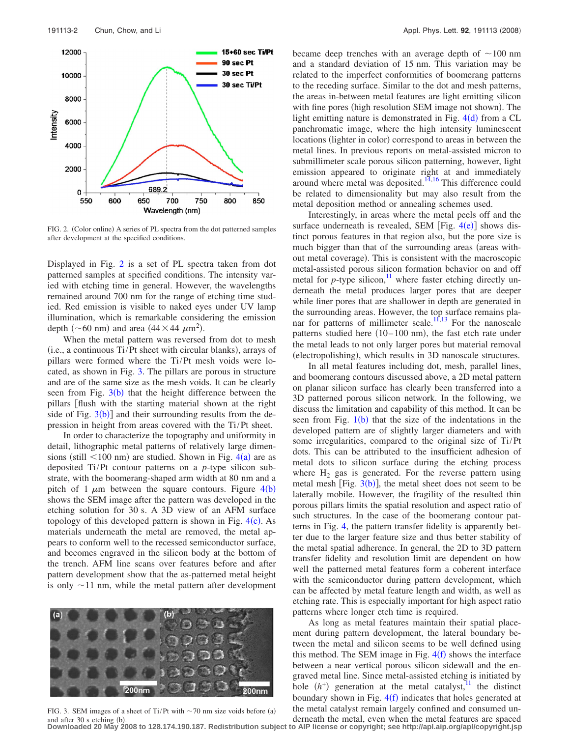FIG. 2. (Color online) A series of PL spectra from the dot patterned samples after development at the specified conditions.

Displayed in Fig. 2 is a set of PL spectra taken from dot patterned samples at specified conditions. The intensity varied with etching time in general. However, the wavelengths remained around 700 nm for the range of etching time studied. Red emission is visible to naked eyes under UV lamp illumination, which is remarkable considering the emission depth (~60 nm) and area ($44 \times 44\ \mu m^2$).

When the metal pattern was reversed from dot to mesh (i.e., a continuous Ti/Pt sheet with circular blanks), arrays of pillars were formed where the Ti/Pt mesh voids were located, as shown in Fig. 3. The pillars are porous in structure and are of the same size as the mesh voids. It can be clearly seen from Fig. 3(b) that the height difference between the pillars [flush with the starting material shown at the right side of Fig. 3(b)] and their surrounding results from the depression in height from areas covered with the Ti/Pt sheet.

In order to characterize the topography and uniformity in detail, lithographic metal patterns of relatively large dimensions (still <100 nm) are studied. Shown in Fig. 4(a) are as deposited Ti/Pt contour patterns on a *p*-type silicon substrate, with the boomerang-shaped arm width at 80 nm and a pitch of 1 $\mu$m between the square contours. Figure 4(b) shows the SEM image after the pattern was developed in the etching solution for 30 s. A 3D view of an AFM surface topology of this developed pattern is shown in Fig. 4(c). As materials underneath the metal are removed, the metal appears to conform well to the recessed semiconductor surface, and becomes engraved in the silicon body at the bottom of the trench. AFM line scans over features before and after pattern development show that the as-patterned metal height is only ~11 nm, while the metal pattern after development

FIG. 3. SEM images of a sheet of Ti/Pt with ~70 nm size voids before (a) and after 30 s etching (b).

became deep trenches with an average depth of ~100 nm and a standard deviation of 15 nm. This variation may be related to the imperfect conformities of boomerang patterns to the receding surface. Similar to the dot and mesh patterns, the areas in-between metal features are light emitting silicon with fine pores (high resolution SEM image not shown). The light emitting nature is demonstrated in Fig. 4(d) from a CL panchromatic image, where the high intensity luminescent locations (lighter in color) correspond to areas in between the metal lines. In previous reports on metal-assisted micron to submillimeter scale porous silicon patterning, however, light emission appeared to originate right at and immediately around where metal was deposited.[14,16] This difference could be related to dimensionality but may also result from the metal deposition method or annealing schemes used.

Interestingly, in areas where the metal peels off and the surface underneath is revealed, SEM [Fig. 4(e)] shows distinct porous features in that region also, but the pore size is much bigger than that of the surrounding areas (areas without metal coverage). This is consistent with the macroscopic metal-assisted porous silicon formation behavior on and off metal for *p*-type silicon,[11] where faster etching directly underneath the metal produces larger pores that are deeper while finer pores that are shallower in depth are generated in the surrounding areas. However, the top surface remains planar for patterns of millimeter scale.[11,13] For the nanoscale patterns studied here (10–100 nm), the fast etch rate under the metal leads to not only larger pores but material removal (electropolishing), which results in 3D nanoscale structures.

In all metal features including dot, mesh, parallel lines, and boomerang contours discussed above, a 2D metal pattern on planar silicon surface has clearly been transferred into a 3D patterned porous silicon network. In the following, we discuss the limitation and capability of this method. It can be seen from Fig. 1(b) that the size of the indentations in the developed pattern are of slightly larger diameters and with some irregularities, compared to the original size of Ti/Pt dots. This can be attributed to the insufficient adhesion of metal dots to silicon surface during the etching process where $H_2$ gas is generated. For the reverse pattern using metal mesh [Fig. 3(b)], the metal sheet does not seem to be laterally mobile. However, the fragility of the resulted thin porous pillars limits the spatial resolution and aspect ratio of such structures. In the case of the boomerang contour patterns in Fig. 4, the pattern transfer fidelity is apparently better due to the larger feature size and thus better stability of the metal spatial adherence. In general, the 2D to 3D pattern transfer fidelity and resolution limit are dependent on how well the patterned metal features form a coherent interface with the semiconductor during pattern development, which can be affected by metal feature length and width, as well as etching rate. This is especially important for high aspect ratio patterns where longer etch time is required.

As long as metal features maintain their spatial placement during pattern development, the lateral boundary between the metal and silicon seems to be well defined using this method. The SEM image in Fig. 4(f) shows the interface between a near vertical porous silicon sidewall and the engraved metal line. Since metal-assisted etching is initiated by hole ($h^+$) generation at the metal catalyst,[11] the distinct boundary shown in Fig. 4(f) indicates that holes generated at the metal catalyst remain largely confined and consumed underneath the metal, even when the metal features are spaced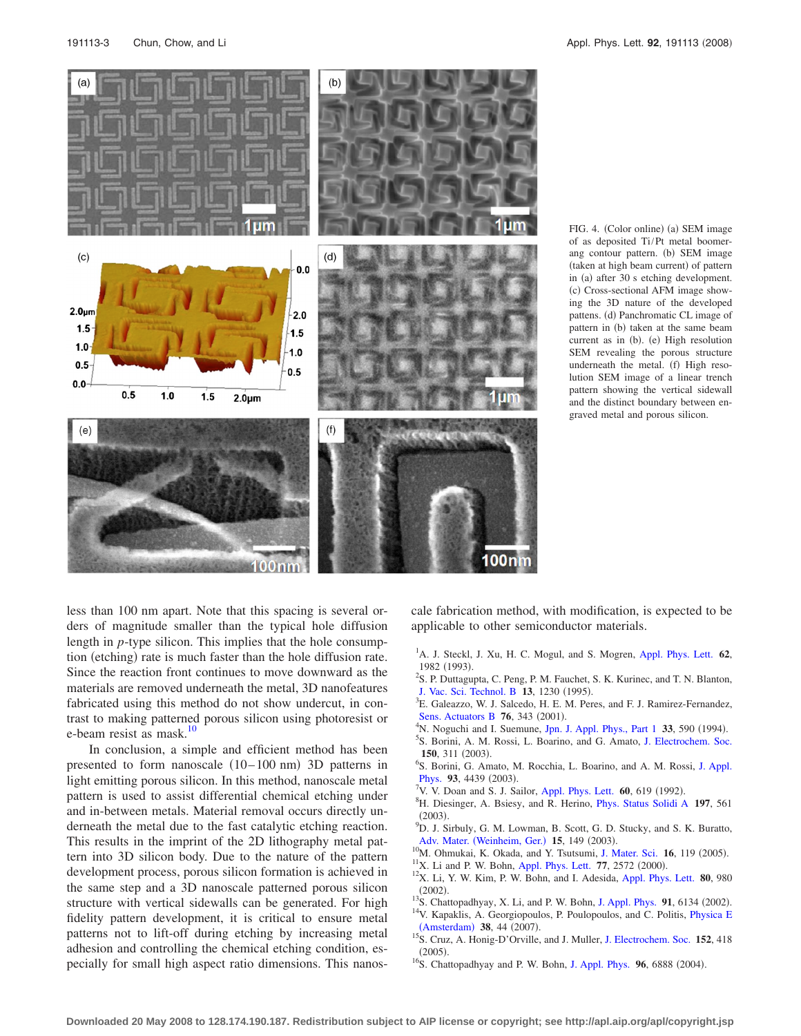FIG. 4. (Color online) (a) SEM image of as deposited Ti/Pt metal boomerang contour pattern. (b) SEM image (taken at high beam current) of pattern in (a) after 30 s etching development. (c) Cross-sectional AFM image showing the 3D nature of the developed pattens. (d) Panchromatic CL image of pattern in (b) taken at the same beam current as in (b). (e) High resolution SEM revealing the porous structure underneath the metal. (f) High resolution SEM image of a linear trench pattern showing the vertical sidewall and the distinct boundary between engraved metal and porous silicon.

less than 100 nm apart. Note that this spacing is several orders of magnitude smaller than the typical hole diffusion length in *p*-type silicon. This implies that the hole consumption (etching) rate is much faster than the hole diffusion rate. Since the reaction front continues to move downward as the materials are removed underneath the metal, 3D nanofeatures fabricated using this method do not show undercut, in contrast to making patterned porous silicon using photoresist or e-beam resist as mask.[10]

In conclusion, a simple and efficient method has been presented to form nanoscale (10–100 nm) 3D patterns in light emitting porous silicon. In this method, nanoscale metal pattern is used to assist differential chemical etching under and in-between metals. Material removal occurs directly underneath the metal due to the fast catalytic etching reaction. This results in the imprint of the 2D lithography metal pattern into 3D silicon body. Due to the nature of the pattern development process, porous silicon formation is achieved in the same step and a 3D nanoscale patterned porous silicon structure with vertical sidewalls can be generated. For high fidelity pattern development, it is critical to ensure metal patterns not to lift-off during etching by increasing metal adhesion and controlling the chemical etching condition, especially for small high aspect ratio dimensions. This nanoscale fabrication method, with modification, is expected to be applicable to other semiconductor materials.

[1] A. J. Steckl, J. Xu, H. C. Mogul, and S. Mogren, Appl. Phys. Lett. **62**, 1982 (1993).

[2] S. P. Duttagupta, C. Peng, P. M. Fauchet, S. K. Kurinec, and T. N. Blanton, J. Vac. Sci. Technol. B **13**, 1230 (1995).

[3] E. Galeazzo, W. J. Salcedo, H. E. M. Peres, and F. J. Ramirez-Fernandez, Sens. Actuators B **76**, 343 (2001).

[4] N. Noguchi and I. Suemune, Jpn. J. Appl. Phys., Part 1 **33**, 590 (1994).

[5] S. Borini, A. M. Rossi, L. Boarino, and G. Amato, J. Electrochem. Soc. **150**, 311 (2003).

[6] S. Borini, G. Amato, M. Rocchia, L. Boarino, and A. M. Rossi, J. Appl. Phys. **93**, 4439 (2003).

[7] V. V. Doan and S. J. Sailor, Appl. Phys. Lett. **60**, 619 (1992).

[8] H. Diesinger, A. Bsiesy, and R. Herino, Phys. Status Solidi A **197**, 561 (2003).

[9] D. J. Sirbuly, G. M. Lowman, B. Scott, G. D. Stucky, and S. K. Buratto, Adv. Mater. (Weinheim, Ger.) **15**, 149 (2003).

[10] M. Ohmukai, K. Okada, and Y. Tsutsumi, J. Mater. Sci. **16**, 119 (2005).

[11] X. Li and P. W. Bohn, Appl. Phys. Lett. **77**, 2572 (2000).

[12] X. Li, Y. W. Kim, P. W. Bohn, and I. Adesida, Appl. Phys. Lett. **80**, 980 (2002).

[13] S. Chattopadhyay, X. Li, and P. W. Bohn, J. Appl. Phys. **91**, 6134 (2002).

[14] V. Kapaklis, A. Georgiopoulos, P. Poulopoulos, and C. Politis, Physica E (Amsterdam) **38**, 44 (2007).

[15] S. Cruz, A. Honig-D'Orville, and J. Muller, J. Electrochem. Soc. **152**, 418 (2005).

[16] S. Chattopadhyay and P. W. Bohn, J. Appl. Phys. **96**, 6888 (2004).